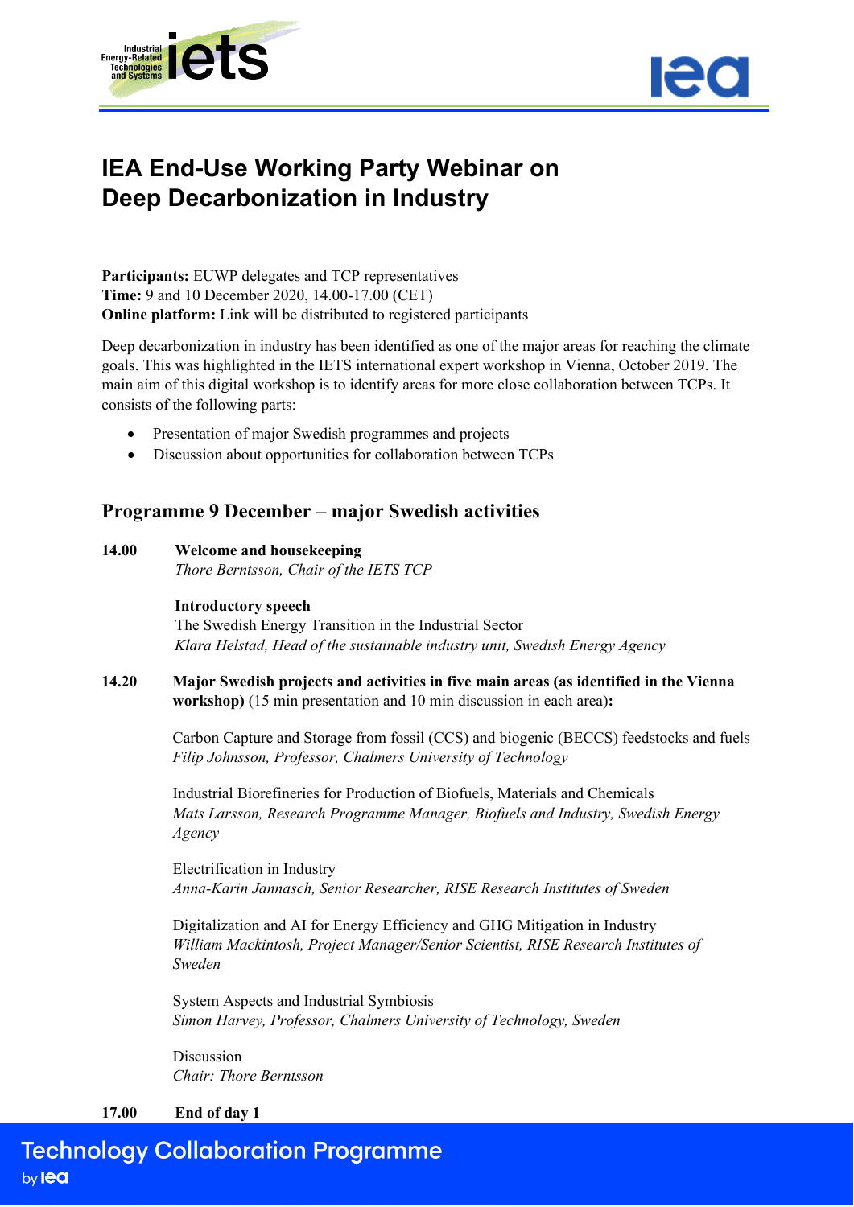# IEA End-Use Working Party Webinar on Deep Decarbonization in Industry

**Participants:** EUWP delegates and TCP representatives
**Time:** 9 and 10 December 2020, 14.00-17.00 (CET)
**Online platform:** Link will be distributed to registered participants

Deep decarbonization in industry has been identified as one of the major areas for reaching the climate goals. This was highlighted in the IETS international expert workshop in Vienna, October 2019. The main aim of this digital workshop is to identify areas for more close collaboration between TCPs. It consists of the following parts:

- Presentation of major Swedish programmes and projects
- Discussion about opportunities for collaboration between TCPs

## Programme 9 December – major Swedish activities

**14.00** **Welcome and housekeeping**
*Thore Berntsson, Chair of the IETS TCP*

**Introductory speech**
The Swedish Energy Transition in the Industrial Sector
*Klara Helstad, Head of the sustainable industry unit, Swedish Energy Agency*

**14.20** **Major Swedish projects and activities in five main areas (as identified in the Vienna workshop)** (15 min presentation and 10 min discussion in each area)**:**

Carbon Capture and Storage from fossil (CCS) and biogenic (BECCS) feedstocks and fuels
*Filip Johnsson, Professor, Chalmers University of Technology*

Industrial Biorefineries for Production of Biofuels, Materials and Chemicals
*Mats Larsson, Research Programme Manager, Biofuels and Industry, Swedish Energy Agency*

Electrification in Industry
*Anna-Karin Jannasch, Senior Researcher, RISE Research Institutes of Sweden*

Digitalization and AI for Energy Efficiency and GHG Mitigation in Industry
*William Mackintosh, Project Manager/Senior Scientist, RISE Research Institutes of Sweden*

System Aspects and Industrial Symbiosis
*Simon Harvey, Professor, Chalmers University of Technology, Sweden*

Discussion
*Chair: Thore Berntsson*

**17.00** **End of day 1**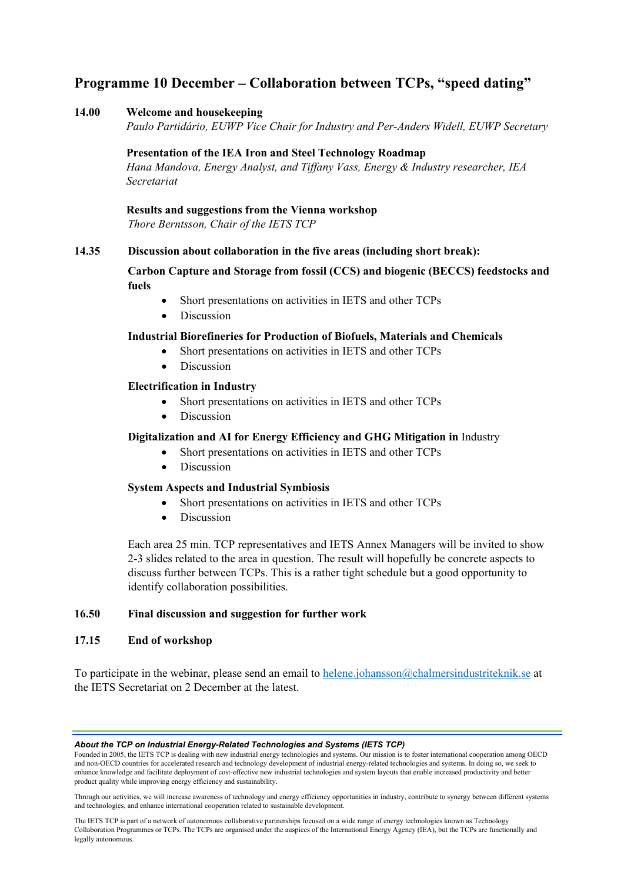## Programme 10 December – Collaboration between TCPs, "speed dating"

**14.00 Welcome and housekeeping**
*Paulo Partidário, EUWP Vice Chair for Industry and Per-Anders Widell, EUWP Secretary*

**Presentation of the IEA Iron and Steel Technology Roadmap**
*Hana Mandova, Energy Analyst, and Tiffany Vass, Energy & Industry researcher, IEA Secretariat*

**Results and suggestions from the Vienna workshop**
*Thore Berntsson, Chair of the IETS TCP*

**14.35 Discussion about collaboration in the five areas (including short break):**

**Carbon Capture and Storage from fossil (CCS) and biogenic (BECCS) feedstocks and fuels**

- Short presentations on activities in IETS and other TCPs
- Discussion

**Industrial Biorefineries for Production of Biofuels, Materials and Chemicals**

- Short presentations on activities in IETS and other TCPs
- Discussion

**Electrification in Industry**

- Short presentations on activities in IETS and other TCPs
- Discussion

**Digitalization and AI for Energy Efficiency and GHG Mitigation in** Industry

- Short presentations on activities in IETS and other TCPs
- Discussion

**System Aspects and Industrial Symbiosis**

- Short presentations on activities in IETS and other TCPs
- Discussion

Each area 25 min. TCP representatives and IETS Annex Managers will be invited to show 2-3 slides related to the area in question. The result will hopefully be concrete aspects to discuss further between TCPs. This is a rather tight schedule but a good opportunity to identify collaboration possibilities.

**16.50 Final discussion and suggestion for further work**

**17.15 End of workshop**

To participate in the webinar, please send an email to helene.johansson@chalmersindustriteknik.se at the IETS Secretariat on 2 December at the latest.

***About the TCP on Industrial Energy-Related Technologies and Systems (IETS TCP)***

Founded in 2005, the IETS TCP is dealing with new industrial energy technologies and systems. Our mission is to foster international cooperation among OECD and non-OECD countries for accelerated research and technology development of industrial energy-related technologies and systems. In doing so, we seek to enhance knowledge and facilitate deployment of cost-effective new industrial technologies and system layouts that enable increased productivity and better product quality while improving energy efficiency and sustainability.

Through our activities, we will increase awareness of technology and energy efficiency opportunities in industry, contribute to synergy between different systems and technologies, and enhance international cooperation related to sustainable development.

The IETS TCP is part of a network of autonomous collaborative partnerships focused on a wide range of energy technologies known as Technology Collaboration Programmes or TCPs. The TCPs are organised under the auspices of the International Energy Agency (IEA), but the TCPs are functionally and legally autonomous.